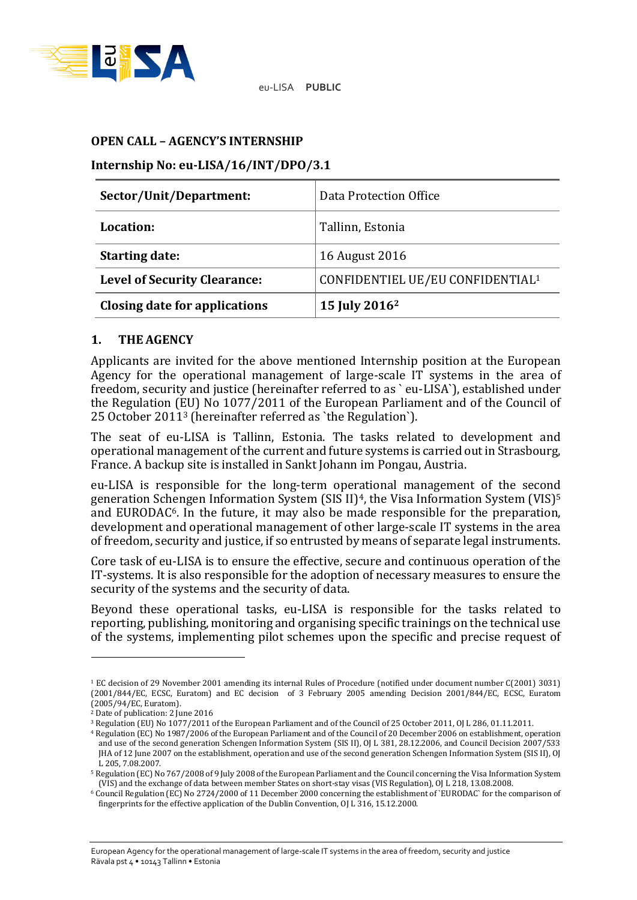eu-LISA **PUBLIC**

**OPEN CALL – AGENCY'S INTERNSHIP**

**Internship No: eu-LISA/16/INT/DPO/3.1**

| **Sector/Unit/Department:** | Data Protection Office |
|---|---|
| **Location:** | Tallinn, Estonia |
| **Starting date:** | 16 August 2016 |
| **Level of Security Clearance:** | CONFIDENTIEL UE/EU CONFIDENTIAL[1] |
| **Closing date for applications** | **15 July 2016[2]** |

## 1. THE AGENCY

Applicants are invited for the above mentioned Internship position at the European Agency for the operational management of large-scale IT systems in the area of freedom, security and justice (hereinafter referred to as ` eu-LISA`), established under the Regulation (EU) No 1077/2011 of the European Parliament and of the Council of 25 October 2011[3] (hereinafter referred as `the Regulation`).

The seat of eu-LISA is Tallinn, Estonia. The tasks related to development and operational management of the current and future systems is carried out in Strasbourg, France. A backup site is installed in Sankt Johann im Pongau, Austria.

eu-LISA is responsible for the long-term operational management of the second generation Schengen Information System (SIS II)[4], the Visa Information System (VIS)[5] and EURODAC[6]. In the future, it may also be made responsible for the preparation, development and operational management of other large-scale IT systems in the area of freedom, security and justice, if so entrusted by means of separate legal instruments.

Core task of eu-LISA is to ensure the effective, secure and continuous operation of the IT-systems. It is also responsible for the adoption of necessary measures to ensure the security of the systems and the security of data.

Beyond these operational tasks, eu-LISA is responsible for the tasks related to reporting, publishing, monitoring and organising specific trainings on the technical use of the systems, implementing pilot schemes upon the specific and precise request of

---

[1] EC decision of 29 November 2001 amending its internal Rules of Procedure (notified under document number C(2001) 3031) (2001/844/EC, ECSC, Euratom) and EC decision of 3 February 2005 amending Decision 2001/844/EC, ECSC, Euratom (2005/94/EC, Euratom).

[2] Date of publication: 2 June 2016

[3] Regulation (EU) No 1077/2011 of the European Parliament and of the Council of 25 October 2011, OJ L 286, 01.11.2011.

[4] Regulation (EC) No 1987/2006 of the European Parliament and of the Council of 20 December 2006 on establishment, operation and use of the second generation Schengen Information System (SIS II), OJ L 381, 28.12.2006, and Council Decision 2007/533 JHA of 12 June 2007 on the establishment, operation and use of the second generation Schengen Information System (SIS II), OJ L 205, 7.08.2007.

[5] Regulation (EC) No 767/2008 of 9 July 2008 of the European Parliament and the Council concerning the Visa Information System (VIS) and the exchange of data between member States on short-stay visas (VIS Regulation), OJ L 218, 13.08.2008.

[6] Council Regulation (EC) No 2724/2000 of 11 December 2000 concerning the establishment of `EURODAC` for the comparison of fingerprints for the effective application of the Dublin Convention, OJ L 316, 15.12.2000.

European Agency for the operational management of large-scale IT systems in the area of freedom, security and justice
Rävala pst 4 • 10143 Tallinn • Estonia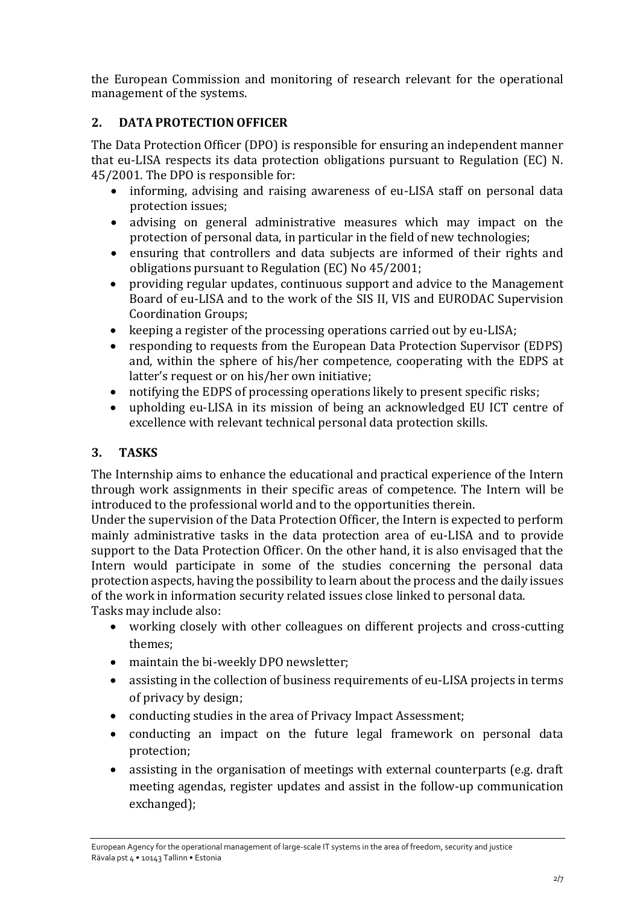the European Commission and monitoring of research relevant for the operational management of the systems.

## 2. DATA PROTECTION OFFICER

The Data Protection Officer (DPO) is responsible for ensuring an independent manner that eu-LISA respects its data protection obligations pursuant to Regulation (EC) N. 45/2001. The DPO is responsible for:

- informing, advising and raising awareness of eu-LISA staff on personal data protection issues;
- advising on general administrative measures which may impact on the protection of personal data, in particular in the field of new technologies;
- ensuring that controllers and data subjects are informed of their rights and obligations pursuant to Regulation (EC) No 45/2001;
- providing regular updates, continuous support and advice to the Management Board of eu-LISA and to the work of the SIS II, VIS and EURODAC Supervision Coordination Groups;
- keeping a register of the processing operations carried out by eu-LISA;
- responding to requests from the European Data Protection Supervisor (EDPS) and, within the sphere of his/her competence, cooperating with the EDPS at latter's request or on his/her own initiative;
- notifying the EDPS of processing operations likely to present specific risks;
- upholding eu-LISA in its mission of being an acknowledged EU ICT centre of excellence with relevant technical personal data protection skills.

## 3. TASKS

The Internship aims to enhance the educational and practical experience of the Intern through work assignments in their specific areas of competence. The Intern will be introduced to the professional world and to the opportunities therein.

Under the supervision of the Data Protection Officer, the Intern is expected to perform mainly administrative tasks in the data protection area of eu-LISA and to provide support to the Data Protection Officer. On the other hand, it is also envisaged that the Intern would participate in some of the studies concerning the personal data protection aspects, having the possibility to learn about the process and the daily issues of the work in information security related issues close linked to personal data.

Tasks may include also:

- working closely with other colleagues on different projects and cross-cutting themes;
- maintain the bi-weekly DPO newsletter;
- assisting in the collection of business requirements of eu-LISA projects in terms of privacy by design;
- conducting studies in the area of Privacy Impact Assessment;
- conducting an impact on the future legal framework on personal data protection;
- assisting in the organisation of meetings with external counterparts (e.g. draft meeting agendas, register updates and assist in the follow-up communication exchanged);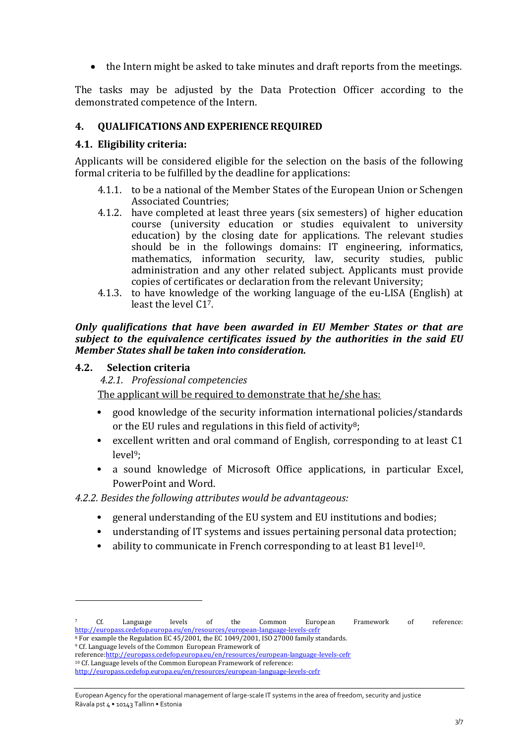- the Intern might be asked to take minutes and draft reports from the meetings.

The tasks may be adjusted by the Data Protection Officer according to the demonstrated competence of the Intern.

## 4. QUALIFICATIONS AND EXPERIENCE REQUIRED

### 4.1. Eligibility criteria:

Applicants will be considered eligible for the selection on the basis of the following formal criteria to be fulfilled by the deadline for applications:

4.1.1. to be a national of the Member States of the European Union or Schengen Associated Countries;

4.1.2. have completed at least three years (six semesters) of higher education course (university education or studies equivalent to university education) by the closing date for applications. The relevant studies should be in the followings domains: IT engineering, informatics, mathematics, information security, law, security studies, public administration and any other related subject. Applicants must provide copies of certificates or declaration from the relevant University;

4.1.3. to have knowledge of the working language of the eu-LISA (English) at least the level C1[7].

***Only qualifications that have been awarded in EU Member States or that are subject to the equivalence certificates issued by the authorities in the said EU Member States shall be taken into consideration.***

### 4.2. Selection criteria

*4.2.1. Professional competencies*

<u>The applicant will be required to demonstrate that he/she has:</u>

- good knowledge of the security information international policies/standards or the EU rules and regulations in this field of activity[8];
- excellent written and oral command of English, corresponding to at least C1 level[9];
- a sound knowledge of Microsoft Office applications, in particular Excel, PowerPoint and Word.

*4.2.2. Besides the following attributes would be advantageous:*

- general understanding of the EU system and EU institutions and bodies;
- understanding of IT systems and issues pertaining personal data protection;
- ability to communicate in French corresponding to at least B1 level[10].

---

[7] Cf. Language levels of the Common European Framework of reference: http://europass.cedefop.europa.eu/en/resources/european-language-levels-cefr

[8] For example the Regulation EC 45/2001, the EC 1049/2001, ISO 27000 family standards.

[9] Cf. Language levels of the Common European Framework of reference:http://europass.cedefop.europa.eu/en/resources/european-language-levels-cefr

[10] Cf. Language levels of the Common European Framework of reference: http://europass.cedefop.europa.eu/en/resources/european-language-levels-cefr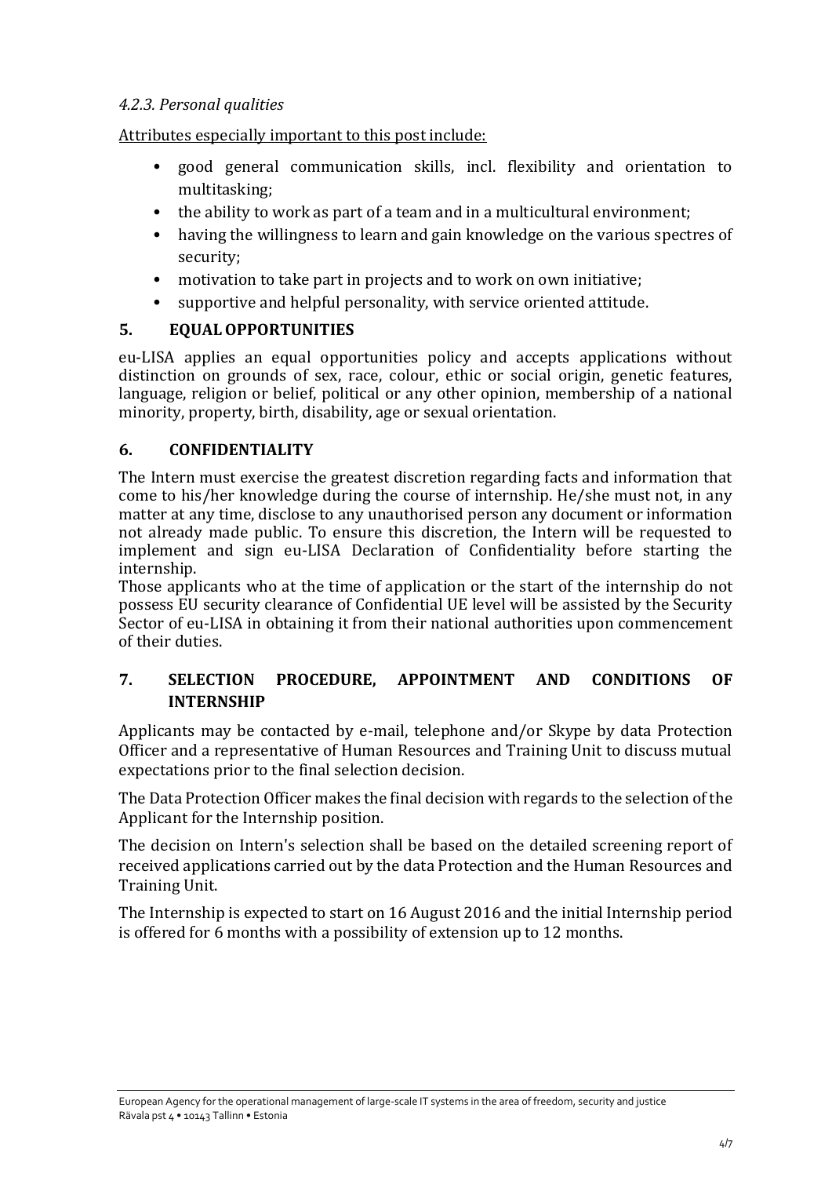*4.2.3. Personal qualities*

Attributes especially important to this post include:

- good general communication skills, incl. flexibility and orientation to multitasking;
- the ability to work as part of a team and in a multicultural environment;
- having the willingness to learn and gain knowledge on the various spectres of security;
- motivation to take part in projects and to work on own initiative;
- supportive and helpful personality, with service oriented attitude.

## 5. EQUAL OPPORTUNITIES

eu-LISA applies an equal opportunities policy and accepts applications without distinction on grounds of sex, race, colour, ethic or social origin, genetic features, language, religion or belief, political or any other opinion, membership of a national minority, property, birth, disability, age or sexual orientation.

## 6. CONFIDENTIALITY

The Intern must exercise the greatest discretion regarding facts and information that come to his/her knowledge during the course of internship. He/she must not, in any matter at any time, disclose to any unauthorised person any document or information not already made public. To ensure this discretion, the Intern will be requested to implement and sign eu-LISA Declaration of Confidentiality before starting the internship.

Those applicants who at the time of application or the start of the internship do not possess EU security clearance of Confidential UE level will be assisted by the Security Sector of eu-LISA in obtaining it from their national authorities upon commencement of their duties.

## 7. SELECTION PROCEDURE, APPOINTMENT AND CONDITIONS OF INTERNSHIP

Applicants may be contacted by e-mail, telephone and/or Skype by data Protection Officer and a representative of Human Resources and Training Unit to discuss mutual expectations prior to the final selection decision.

The Data Protection Officer makes the final decision with regards to the selection of the Applicant for the Internship position.

The decision on Intern's selection shall be based on the detailed screening report of received applications carried out by the data Protection and the Human Resources and Training Unit.

The Internship is expected to start on 16 August 2016 and the initial Internship period is offered for 6 months with a possibility of extension up to 12 months.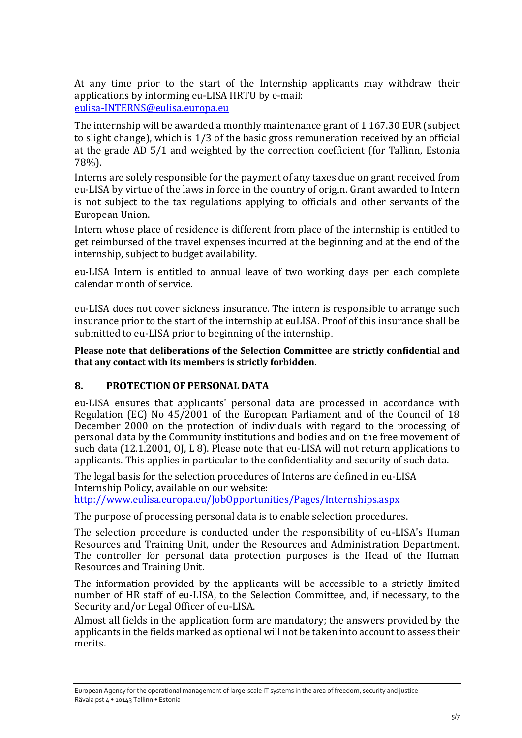At any time prior to the start of the Internship applicants may withdraw their applications by informing eu-LISA HRTU by e-mail: eulisa-INTERNS@eulisa.europa.eu

The internship will be awarded a monthly maintenance grant of 1 167.30 EUR (subject to slight change), which is 1/3 of the basic gross remuneration received by an official at the grade AD 5/1 and weighted by the correction coefficient (for Tallinn, Estonia 78%).

Interns are solely responsible for the payment of any taxes due on grant received from eu-LISA by virtue of the laws in force in the country of origin. Grant awarded to Intern is not subject to the tax regulations applying to officials and other servants of the European Union.

Intern whose place of residence is different from place of the internship is entitled to get reimbursed of the travel expenses incurred at the beginning and at the end of the internship, subject to budget availability.

eu-LISA Intern is entitled to annual leave of two working days per each complete calendar month of service.

eu-LISA does not cover sickness insurance. The intern is responsible to arrange such insurance prior to the start of the internship at euLISA. Proof of this insurance shall be submitted to eu-LISA prior to beginning of the internship.

**Please note that deliberations of the Selection Committee are strictly confidential and that any contact with its members is strictly forbidden.**

## 8. PROTECTION OF PERSONAL DATA

eu-LISA ensures that applicants' personal data are processed in accordance with Regulation (EC) No 45/2001 of the European Parliament and of the Council of 18 December 2000 on the protection of individuals with regard to the processing of personal data by the Community institutions and bodies and on the free movement of such data (12.1.2001, OJ, L 8). Please note that eu-LISA will not return applications to applicants. This applies in particular to the confidentiality and security of such data.

The legal basis for the selection procedures of Interns are defined in eu-LISA Internship Policy, available on our website: http://www.eulisa.europa.eu/JobOpportunities/Pages/Internships.aspx

The purpose of processing personal data is to enable selection procedures.

The selection procedure is conducted under the responsibility of eu-LISA's Human Resources and Training Unit, under the Resources and Administration Department. The controller for personal data protection purposes is the Head of the Human Resources and Training Unit.

The information provided by the applicants will be accessible to a strictly limited number of HR staff of eu-LISA, to the Selection Committee, and, if necessary, to the Security and/or Legal Officer of eu-LISA.

Almost all fields in the application form are mandatory; the answers provided by the applicants in the fields marked as optional will not be taken into account to assess their merits.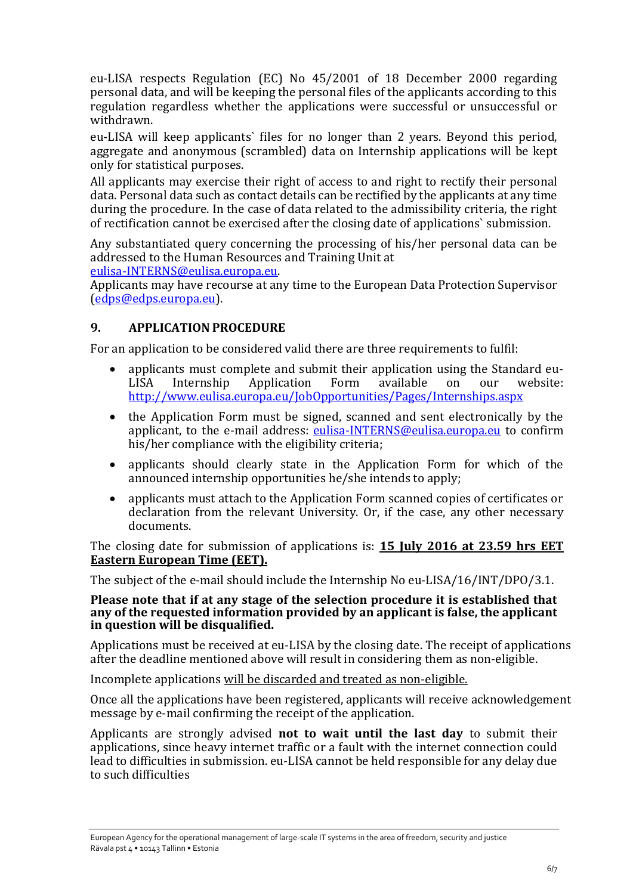eu-LISA respects Regulation (EC) No 45/2001 of 18 December 2000 regarding personal data, and will be keeping the personal files of the applicants according to this regulation regardless whether the applications were successful or unsuccessful or withdrawn.

eu-LISA will keep applicants` files for no longer than 2 years. Beyond this period, aggregate and anonymous (scrambled) data on Internship applications will be kept only for statistical purposes.

All applicants may exercise their right of access to and right to rectify their personal data. Personal data such as contact details can be rectified by the applicants at any time during the procedure. In the case of data related to the admissibility criteria, the right of rectification cannot be exercised after the closing date of applications` submission.

Any substantiated query concerning the processing of his/her personal data can be addressed to the Human Resources and Training Unit at eulisa-INTERNS@eulisa.europa.eu.

Applicants may have recourse at any time to the European Data Protection Supervisor (edps@edps.europa.eu).

## 9. APPLICATION PROCEDURE

For an application to be considered valid there are three requirements to fulfil:

- applicants must complete and submit their application using the Standard eu-LISA Internship Application Form available on our website: http://www.eulisa.europa.eu/JobOpportunities/Pages/Internships.aspx
- the Application Form must be signed, scanned and sent electronically by the applicant, to the e-mail address: eulisa-INTERNS@eulisa.europa.eu to confirm his/her compliance with the eligibility criteria;
- applicants should clearly state in the Application Form for which of the announced internship opportunities he/she intends to apply;
- applicants must attach to the Application Form scanned copies of certificates or declaration from the relevant University. Or, if the case, any other necessary documents.

The closing date for submission of applications is: **15 July 2016 at 23.59 hrs EET Eastern European Time (EET).**

The subject of the e-mail should include the Internship No eu-LISA/16/INT/DPO/3.1.

**Please note that if at any stage of the selection procedure it is established that any of the requested information provided by an applicant is false, the applicant in question will be disqualified.**

Applications must be received at eu-LISA by the closing date. The receipt of applications after the deadline mentioned above will result in considering them as non-eligible.

Incomplete applications will be discarded and treated as non-eligible.

Once all the applications have been registered, applicants will receive acknowledgement message by e-mail confirming the receipt of the application.

Applicants are strongly advised **not to wait until the last day** to submit their applications, since heavy internet traffic or a fault with the internet connection could lead to difficulties in submission. eu-LISA cannot be held responsible for any delay due to such difficulties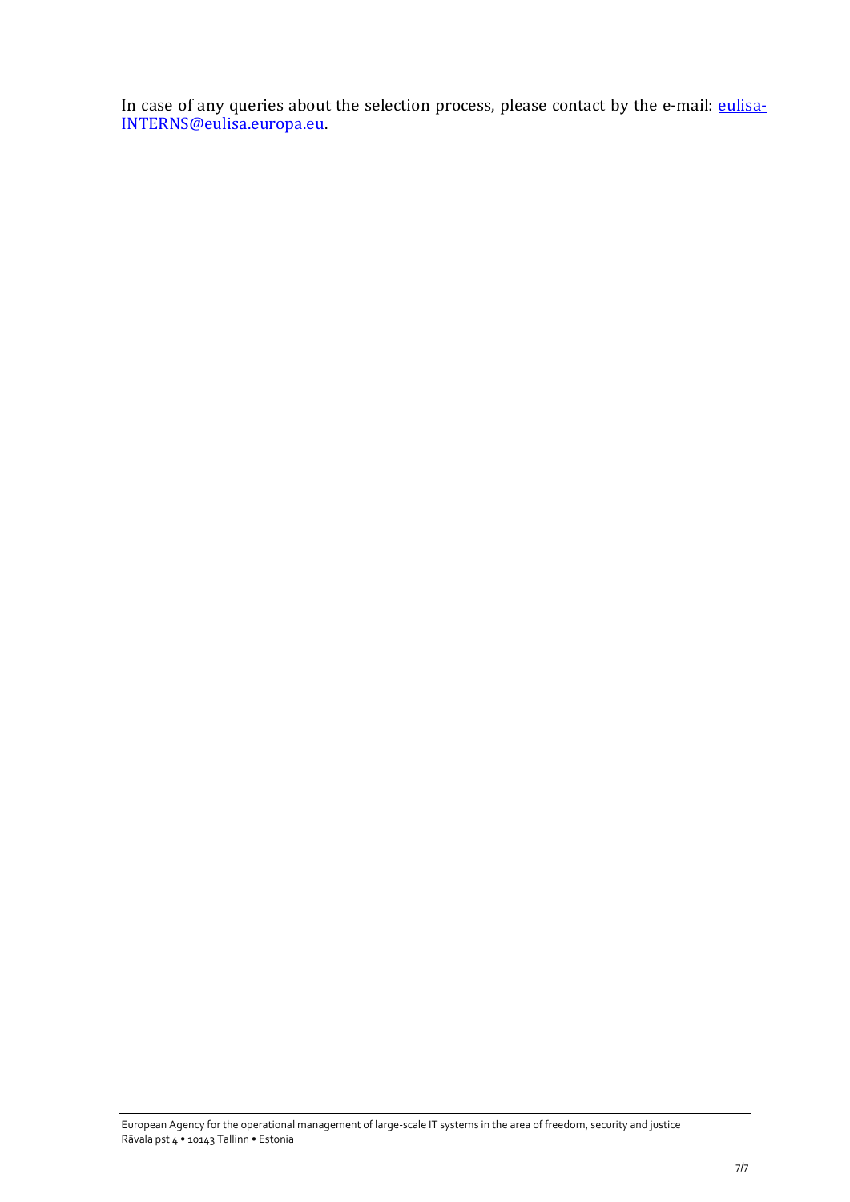In case of any queries about the selection process, please contact by the e-mail: eulisa-INTERNS@eulisa.europa.eu.